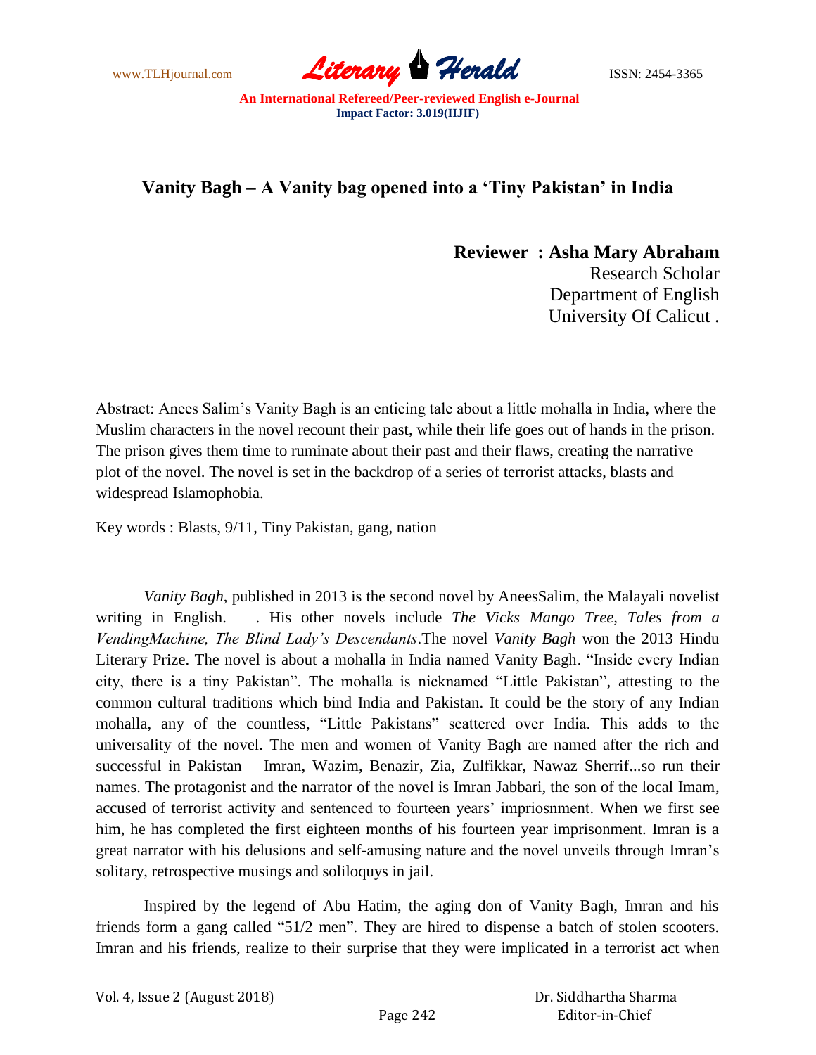# Vanity Bagh – A Vanity bag opened into a 'Tiny Pakistan' in India

**Reviewer : Asha Mary Abraham**
Research Scholar
Department of English
University Of Calicut .

Abstract: Anees Salim's Vanity Bagh is an enticing tale about a little mohalla in India, where the Muslim characters in the novel recount their past, while their life goes out of hands in the prison. The prison gives them time to ruminate about their past and their flaws, creating the narrative plot of the novel. The novel is set in the backdrop of a series of terrorist attacks, blasts and widespread Islamophobia.

Key words : Blasts, 9/11, Tiny Pakistan, gang, nation

*Vanity Bagh*, published in 2013 is the second novel by AneesSalim, the Malayali novelist writing in English. . His other novels include *The Vicks Mango Tree, Tales from a VendingMachine, The Blind Lady's Descendants*.The novel *Vanity Bagh* won the 2013 Hindu Literary Prize. The novel is about a mohalla in India named Vanity Bagh. "Inside every Indian city, there is a tiny Pakistan". The mohalla is nicknamed "Little Pakistan", attesting to the common cultural traditions which bind India and Pakistan. It could be the story of any Indian mohalla, any of the countless, "Little Pakistans" scattered over India. This adds to the universality of the novel. The men and women of Vanity Bagh are named after the rich and successful in Pakistan – Imran, Wazim, Benazir, Zia, Zulfikkar, Nawaz Sherrif...so run their names. The protagonist and the narrator of the novel is Imran Jabbari, the son of the local Imam, accused of terrorist activity and sentenced to fourteen years' impriosnment. When we first see him, he has completed the first eighteen months of his fourteen year imprisonment. Imran is a great narrator with his delusions and self-amusing nature and the novel unveils through Imran's solitary, retrospective musings and soliloquys in jail.

Inspired by the legend of Abu Hatim, the aging don of Vanity Bagh, Imran and his friends form a gang called "51/2 men". They are hired to dispense a batch of stolen scooters. Imran and his friends, realize to their surprise that they were implicated in a terrorist act when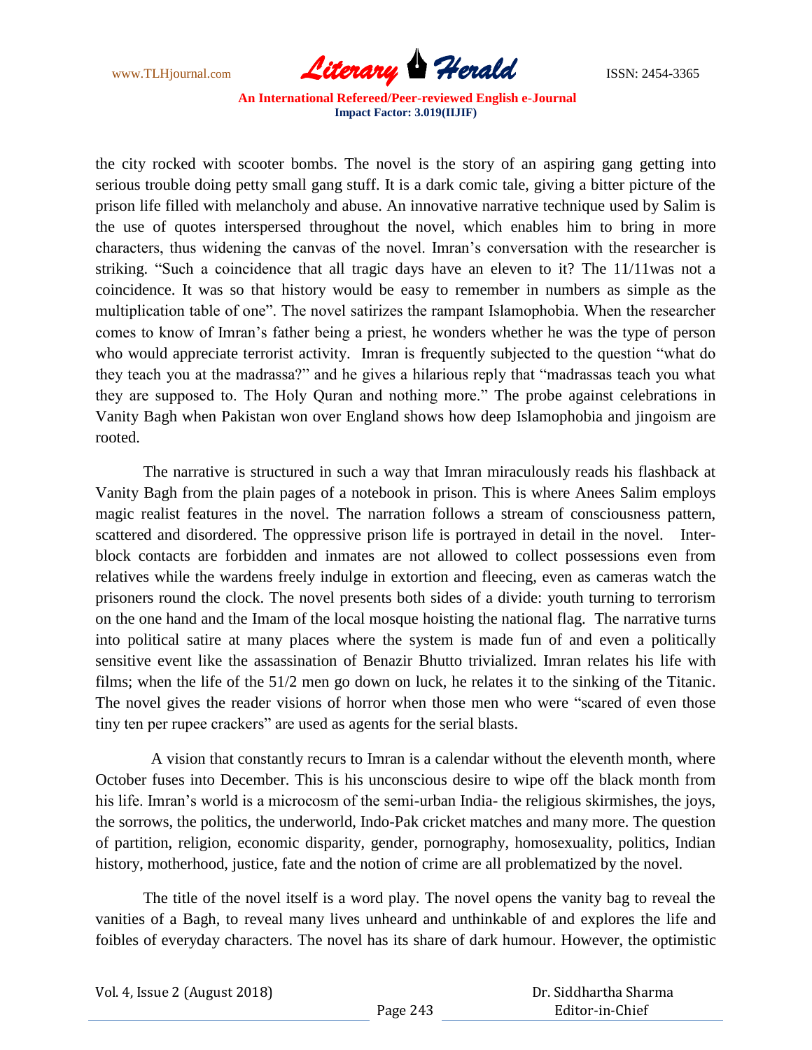the city rocked with scooter bombs. The novel is the story of an aspiring gang getting into serious trouble doing petty small gang stuff. It is a dark comic tale, giving a bitter picture of the prison life filled with melancholy and abuse. An innovative narrative technique used by Salim is the use of quotes interspersed throughout the novel, which enables him to bring in more characters, thus widening the canvas of the novel. Imran's conversation with the researcher is striking. "Such a coincidence that all tragic days have an eleven to it? The 11/11was not a coincidence. It was so that history would be easy to remember in numbers as simple as the multiplication table of one". The novel satirizes the rampant Islamophobia. When the researcher comes to know of Imran's father being a priest, he wonders whether he was the type of person who would appreciate terrorist activity. Imran is frequently subjected to the question "what do they teach you at the madrassa?" and he gives a hilarious reply that "madrassas teach you what they are supposed to. The Holy Quran and nothing more." The probe against celebrations in Vanity Bagh when Pakistan won over England shows how deep Islamophobia and jingoism are rooted.

The narrative is structured in such a way that Imran miraculously reads his flashback at Vanity Bagh from the plain pages of a notebook in prison. This is where Anees Salim employs magic realist features in the novel. The narration follows a stream of consciousness pattern, scattered and disordered. The oppressive prison life is portrayed in detail in the novel. Inter-block contacts are forbidden and inmates are not allowed to collect possessions even from relatives while the wardens freely indulge in extortion and fleecing, even as cameras watch the prisoners round the clock. The novel presents both sides of a divide: youth turning to terrorism on the one hand and the Imam of the local mosque hoisting the national flag. The narrative turns into political satire at many places where the system is made fun of and even a politically sensitive event like the assassination of Benazir Bhutto trivialized. Imran relates his life with films; when the life of the 51/2 men go down on luck, he relates it to the sinking of the Titanic. The novel gives the reader visions of horror when those men who were "scared of even those tiny ten per rupee crackers" are used as agents for the serial blasts.

A vision that constantly recurs to Imran is a calendar without the eleventh month, where October fuses into December. This is his unconscious desire to wipe off the black month from his life. Imran's world is a microcosm of the semi-urban India- the religious skirmishes, the joys, the sorrows, the politics, the underworld, Indo-Pak cricket matches and many more. The question of partition, religion, economic disparity, gender, pornography, homosexuality, politics, Indian history, motherhood, justice, fate and the notion of crime are all problematized by the novel.

The title of the novel itself is a word play. The novel opens the vanity bag to reveal the vanities of a Bagh, to reveal many lives unheard and unthinkable of and explores the life and foibles of everyday characters. The novel has its share of dark humour. However, the optimistic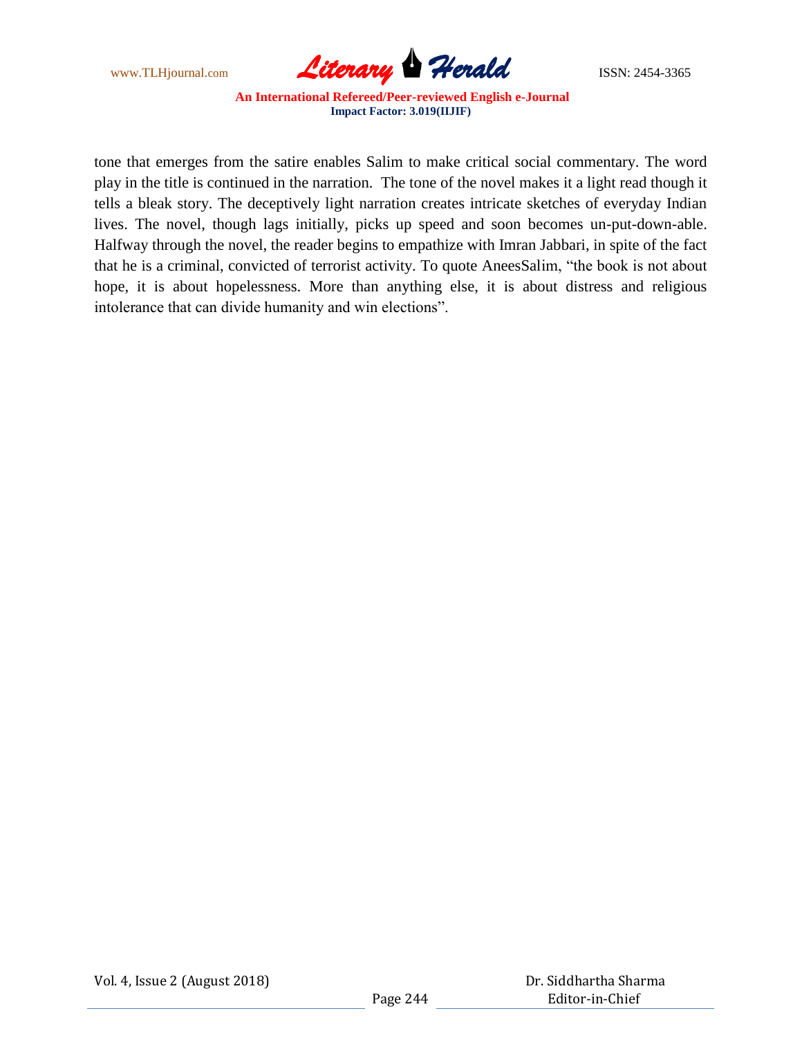tone that emerges from the satire enables Salim to make critical social commentary. The word play in the title is continued in the narration. The tone of the novel makes it a light read though it tells a bleak story. The deceptively light narration creates intricate sketches of everyday Indian lives. The novel, though lags initially, picks up speed and soon becomes un-put-down-able. Halfway through the novel, the reader begins to empathize with Imran Jabbari, in spite of the fact that he is a criminal, convicted of terrorist activity. To quote AneesSalim, "the book is not about hope, it is about hopelessness. More than anything else, it is about distress and religious intolerance that can divide humanity and win elections".